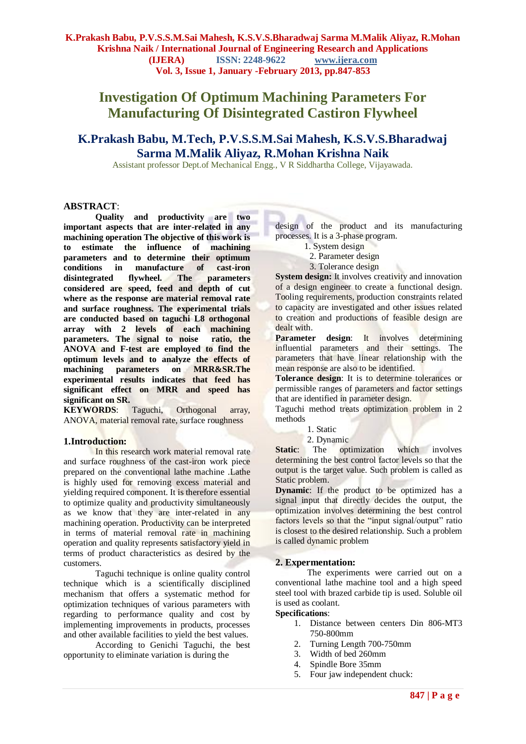# Investigation Of Optimum Machining Parameters For Manufacturing Of Disintegrated Castiron Flywheel

## K.Prakash Babu, M.Tech, P.V.S.S.M.Sai Mahesh, K.S.V.S.Bharadwaj Sarma M.Malik Aliyaz, R.Mohan Krishna Naik

Assistant professor Dept.of Mechanical Engg., V R Siddhartha College, Vijayawada.

**ABSTRACT**:

**Quality and productivity are two important aspects that are inter-related in any machining operation The objective of this work is to estimate the influence of machining parameters and to determine their optimum conditions in manufacture of cast-iron disintegrated flywheel. The parameters considered are speed, feed and depth of cut where as the response are material removal rate and surface roughness. The experimental trials are conducted based on taguchi L8 orthogonal array with 2 levels of each machining parameters. The signal to noise ratio, the ANOVA and F-test are employed to find the optimum levels and to analyze the effects of machining parameters on MRR&SR.The experimental results indicates that feed has significant effect on MRR and speed has significant on SR.**

**KEYWORDS**: Taguchi, Orthogonal array, ANOVA, material removal rate, surface roughness

## 1.Introduction:

In this research work material removal rate and surface roughness of the cast-iron work piece prepared on the conventional lathe machine .Lathe is highly used for removing excess material and yielding required component. It is therefore essential to optimize quality and productivity simultaneously as we know that they are inter-related in any machining operation. Productivity can be interpreted in terms of material removal rate in machining operation and quality represents satisfactory yield in terms of product characteristics as desired by the customers.

Taguchi technique is online quality control technique which is a scientifically disciplined mechanism that offers a systematic method for optimization techniques of various parameters with regarding to performance quality and cost by implementing improvements in products, processes and other available facilities to yield the best values.

According to Genichi Taguchi, the best opportunity to eliminate variation is during the design of the product and its manufacturing processes. It is a 3-phase program.

1. System design
2. Parameter design
3. Tolerance design

**System design:** It involves creativity and innovation of a design engineer to create a functional design. Tooling requirements, production constraints related to capacity are investigated and other issues related to creation and productions of feasible design are dealt with.

**Parameter design**: It involves determining influential parameters and their settings. The parameters that have linear relationship with the mean response are also to be identified.

**Tolerance design**: It is to determine tolerances or permissible ranges of parameters and factor settings that are identified in parameter design.

Taguchi method treats optimization problem in 2 methods

1. Static
2. Dynamic

**Static**: The optimization which involves determining the best control factor levels so that the output is the target value. Such problem is called as Static problem.

**Dynamic**: If the product to be optimized has a signal input that directly decides the output, the optimization involves determining the best control factors levels so that the "input signal/output" ratio is closest to the desired relationship. Such a problem is called dynamic problem

## 2. Expermentation:

The experiments were carried out on a conventional lathe machine tool and a high speed steel tool with brazed carbide tip is used. Soluble oil is used as coolant.

**Specifications**:

1. Distance between centers Din 806-MT3 750-800mm
2. Turning Length 700-750mm
3. Width of bed 260mm
4. Spindle Bore 35mm
5. Four jaw independent chuck: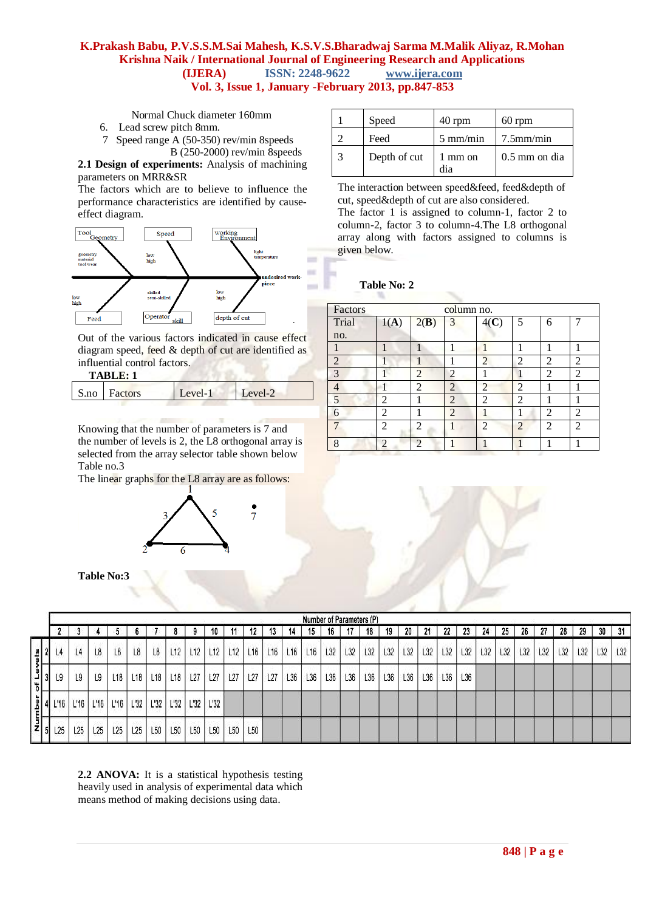Normal Chuck diameter 160mm

6. Lead screw pitch 8mm.
7. Speed range A (50-350) rev/min 8speeds
   B (250-2000) rev/min 8speeds

**2.1 Design of experiments:** Analysis of machining parameters on MRR&SR

The factors which are to believe to influence the performance characteristics are identified by cause-effect diagram.

Out of the various factors indicated in cause effect diagram speed, feed & depth of cut are identified as influential control factors.

**TABLE: 1**

| S.no | Factors | Level-1 | Level-2 |
|---|---|---|---|
| 1 | Speed | 40 rpm | 60 rpm |
| 2 | Feed | 5 mm/min | 7.5mm/min |
| 3 | Depth of cut | 1 mm on dia | 0.5 mm on dia |

Knowing that the number of parameters is 7 and the number of levels is 2, the L8 orthogonal array is selected from the array selector table shown below Table no.3

The linear graphs for the L8 array are as follows:

**Table No:3**

| Number of Levels | Number of Parameters (P): 2 | 3 | 4 | 5 | 6 | 7 | 8 | 9 | 10 | 11 | 12 | 13 | 14 | 15 | 16 | 17 | 18 | 19 | 20 | 21 | 22 | 23 | 24 | 25 | 26 | 27 | 28 | 29 | 30 | 31 |
|---|---|---|---|---|---|---|---|---|---|---|---|---|---|---|---|---|---|---|---|---|---|---|---|---|---|---|---|---|---|---|
| 2 | L4 | L4 | L8 | L8 | L8 | L8 | L12 | L12 | L12 | L12 | L16 | L16 | L16 | L16 | L32 | L32 | L32 | L32 | L32 | L32 | L32 | L32 | L32 | L32 | L32 | L32 | L32 | L32 | L32 | L32 |
| 3 | L9 | L9 | L9 | L18 | L18 | L18 | L18 | L27 | L27 | L27 | L27 | L27 | L36 | L36 | L36 | L36 | L36 | L36 | L36 | L36 | L36 | L36 | | | | | | | | |
| 4 | L'16 | L'16 | L'16 | L'16 | L'32 | L'32 | L'32 | L'32 | L'32 | | | | | | | | | | | | | | | | | | | | | |
| 5 | L25 | L25 | L25 | L25 | L25 | L50 | L50 | L50 | L50 | L50 | L50 | | | | | | | | | | | | | | | | | | | |

**2.2 ANOVA:** It is a statistical hypothesis testing heavily used in analysis of experimental data which means method of making decisions using data.

The interaction between speed&feed, feed&depth of cut, speed&depth of cut are also considered.

The factor 1 is assigned to column-1, factor 2 to column-2, factor 3 to column-4.The L8 orthogonal array along with factors assigned to columns is given below.

**Table No: 2**

| Factors | column no. | | | | | | |
|---|---|---|---|---|---|---|---|
| Trial no. | 1(**A**) | 2(**B**) | 3 | 4(**C**) | 5 | 6 | 7 |
| 1 | 1 | 1 | 1 | 1 | 1 | 1 | 1 |
| 2 | 1 | 1 | 1 | 2 | 2 | 2 | 2 |
| 3 | 1 | 2 | 2 | 1 | 1 | 2 | 2 |
| 4 | 1 | 2 | 2 | 2 | 2 | 1 | 1 |
| 5 | 2 | 1 | 2 | 2 | 2 | 1 | 1 |
| 6 | 2 | 1 | 2 | 1 | 1 | 2 | 2 |
| 7 | 2 | 2 | 1 | 2 | 2 | 2 | 2 |
| 8 | 2 | 2 | 1 | 1 | 1 | 1 | 1 |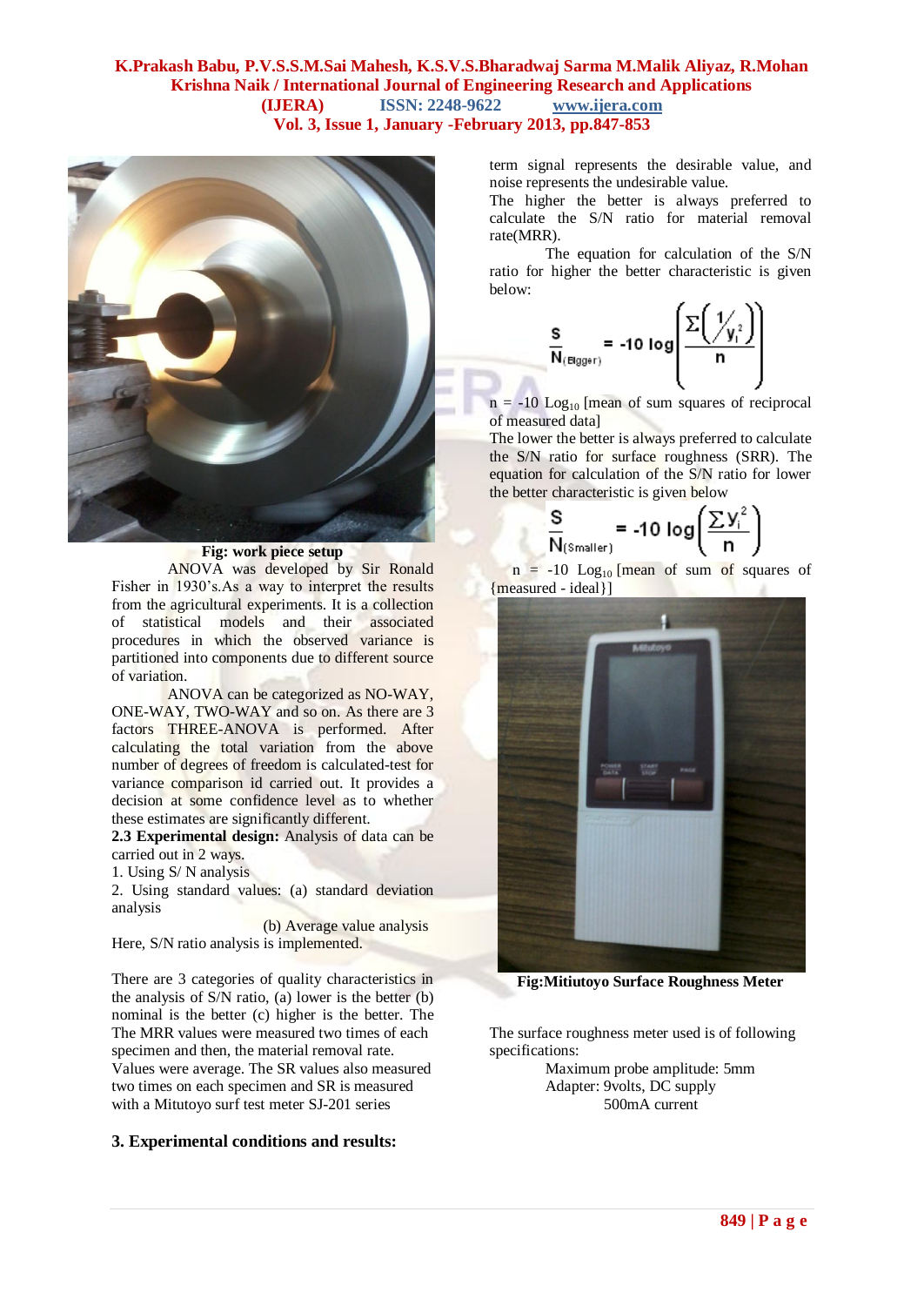Fig: work piece setup

ANOVA was developed by Sir Ronald Fisher in 1930's.As a way to interpret the results from the agricultural experiments. It is a collection of statistical models and their associated procedures in which the observed variance is partitioned into components due to different source of variation.

ANOVA can be categorized as NO-WAY, ONE-WAY, TWO-WAY and so on. As there are 3 factors THREE-ANOVA is performed. After calculating the total variation from the above number of degrees of freedom is calculated-test for variance comparison id carried out. It provides a decision at some confidence level as to whether these estimates are significantly different.

**2.3 Experimental design:** Analysis of data can be carried out in 2 ways.

1. Using S/ N analysis
2. Using standard values: (a) standard deviation analysis

   (b) Average value analysis

Here, S/N ratio analysis is implemented.

There are 3 categories of quality characteristics in the analysis of S/N ratio, (a) lower is the better (b) nominal is the better (c) higher is the better. The The MRR values were measured two times of each specimen and then, the material removal rate. Values were average. The SR values also measured two times on each specimen and SR is measured with a Mitutoyo surf test meter SJ-201 series

term signal represents the desirable value, and noise represents the undesirable value.

The higher the better is always preferred to calculate the S/N ratio for material removal rate(MRR).

The equation for calculation of the S/N ratio for higher the better characteristic is given below:

$$\frac{S}{N}_{(Bigger)} = -10 \log\left(\frac{\Sigma\left(\frac{1}{y_i^2}\right)}{n}\right)$$

n = -10 $\text{Log}_{10}$ [mean of sum squares of reciprocal of measured data]

The lower the better is always preferred to calculate the S/N ratio for surface roughness (SRR). The equation for calculation of the S/N ratio for lower the better characteristic is given below

$$\frac{S}{N}_{(Smaller)} = -10 \log\left(\frac{\sum y_i^2}{n}\right)$$

n = -10 $\text{Log}_{10}$ [mean of sum of squares of {measured - ideal}]

Fig:Mitiutoyo Surface Roughness Meter

The surface roughness meter used is of following specifications:

Maximum probe amplitude: 5mm
Adapter: 9volts, DC supply
500mA current

## 3. Experimental conditions and results: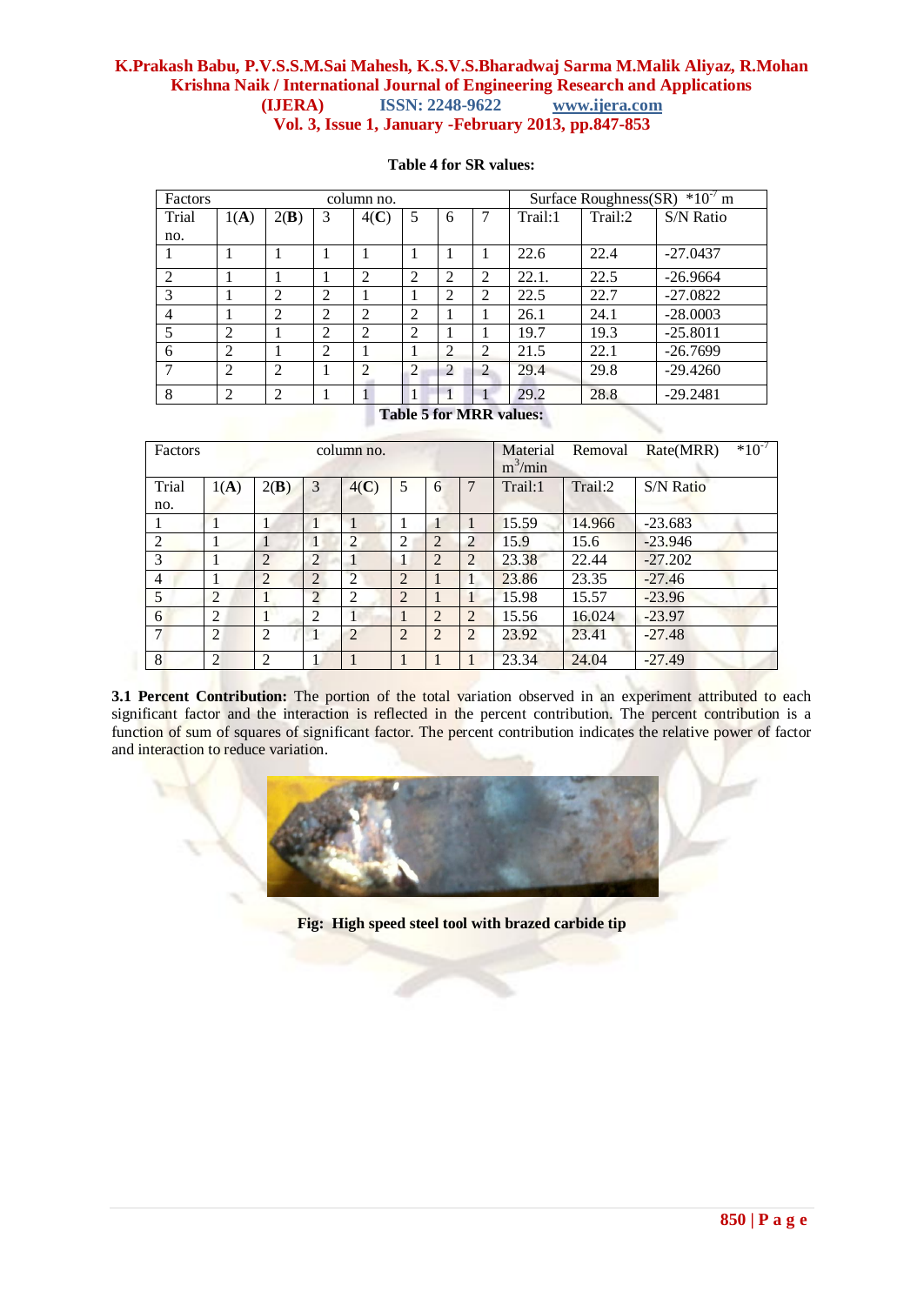**Table 4 for SR values:**

| Factors | column no. | | | | | | | Surface Roughness(SR) $*10^{-7}$ m | | |
|---|---|---|---|---|---|---|---|---|---|---|
| Trial no. | 1(**A**) | 2(**B**) | 3 | 4(**C**) | 5 | 6 | 7 | Trail:1 | Trail:2 | S/N Ratio |
| 1 | 1 | 1 | 1 | 1 | 1 | 1 | 1 | 22.6 | 22.4 | -27.0437 |
| 2 | 1 | 1 | 1 | 2 | 2 | 2 | 2 | 22.1. | 22.5 | -26.9664 |
| 3 | 1 | 2 | 2 | 1 | 1 | 2 | 2 | 22.5 | 22.7 | -27.0822 |
| 4 | 1 | 2 | 2 | 2 | 2 | 1 | 1 | 26.1 | 24.1 | -28.0003 |
| 5 | 2 | 1 | 2 | 2 | 2 | 1 | 1 | 19.7 | 19.3 | -25.8011 |
| 6 | 2 | 1 | 2 | 1 | 1 | 2 | 2 | 21.5 | 22.1 | -26.7699 |
| 7 | 2 | 2 | 1 | 2 | 2 | 2 | 2 | 29.4 | 29.8 | -29.4260 |
| 8 | 2 | 2 | 1 | 1 | 1 | 1 | 1 | 29.2 | 28.8 | -29.2481 |

**Table 5 for MRR values:**

| Factors | column no. | | | | | | | Material Removal Rate(MRR) $*10^{-7}$ $m^3$/min | | |
|---|---|---|---|---|---|---|---|---|---|---|
| Trial no. | 1(**A**) | 2(**B**) | 3 | 4(**C**) | 5 | 6 | 7 | Trail:1 | Trail:2 | S/N Ratio |
| 1 | 1 | 1 | 1 | 1 | 1 | 1 | 1 | 15.59 | 14.966 | -23.683 |
| 2 | 1 | 1 | 1 | 2 | 2 | 2 | 2 | 15.9 | 15.6 | -23.946 |
| 3 | 1 | 2 | 2 | 1 | 1 | 2 | 2 | 23.38 | 22.44 | -27.202 |
| 4 | 1 | 2 | 2 | 2 | 2 | 1 | 1 | 23.86 | 23.35 | -27.46 |
| 5 | 2 | 1 | 2 | 2 | 2 | 1 | 1 | 15.98 | 15.57 | -23.96 |
| 6 | 2 | 1 | 2 | 1 | 1 | 2 | 2 | 15.56 | 16.024 | -23.97 |
| 7 | 2 | 2 | 1 | 2 | 2 | 2 | 2 | 23.92 | 23.41 | -27.48 |
| 8 | 2 | 2 | 1 | 1 | 1 | 1 | 1 | 23.34 | 24.04 | -27.49 |

**3.1 Percent Contribution:** The portion of the total variation observed in an experiment attributed to each significant factor and the interaction is reflected in the percent contribution. The percent contribution is a function of sum of squares of significant factor. The percent contribution indicates the relative power of factor and interaction to reduce variation.

**Fig: High speed steel tool with brazed carbide tip**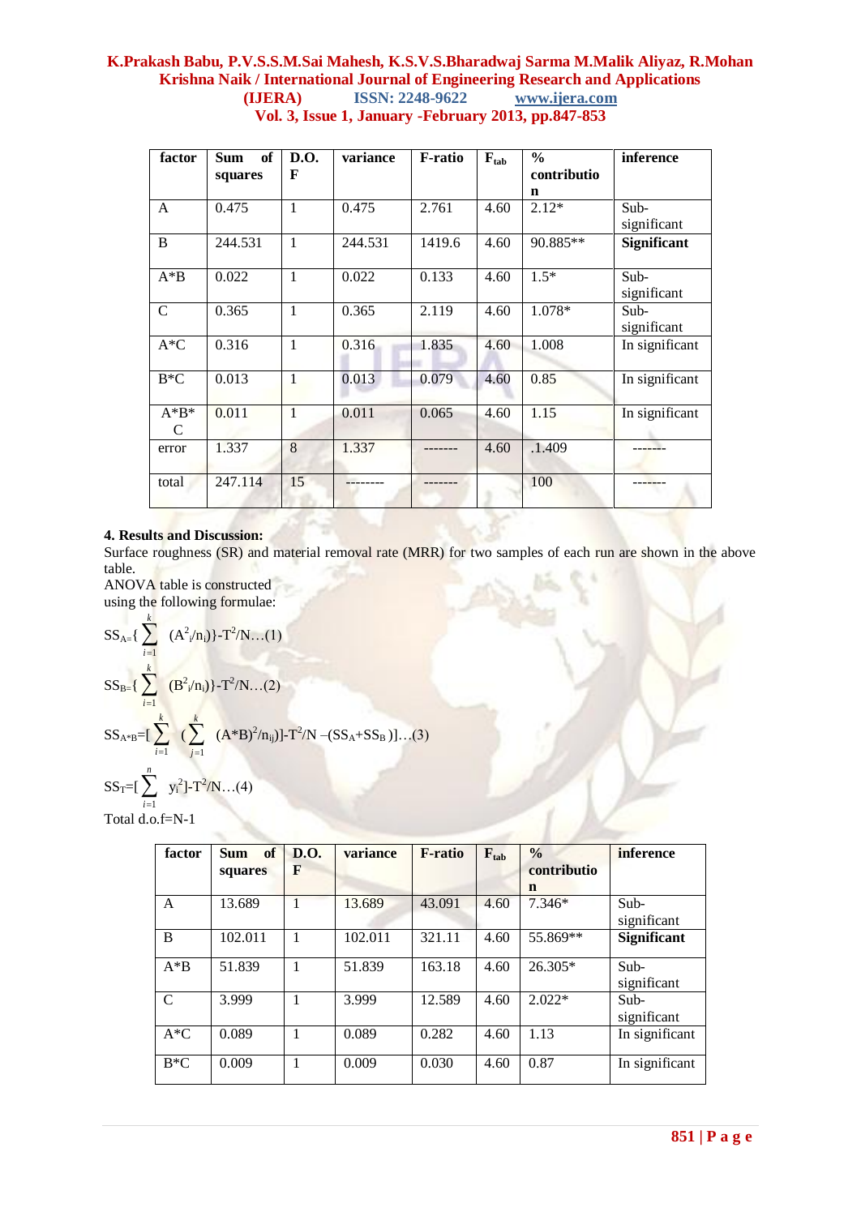| factor | Sum of squares | D.O.F | variance | F-ratio | $F_{tab}$ | % contribution | inference |
|---|---|---|---|---|---|---|---|
| A | 0.475 | 1 | 0.475 | 2.761 | 4.60 | 2.12* | Sub-significant |
| B | 244.531 | 1 | 244.531 | 1419.6 | 4.60 | 90.885** | **Significant** |
| A*B | 0.022 | 1 | 0.022 | 0.133 | 4.60 | 1.5* | Sub-significant |
| C | 0.365 | 1 | 0.365 | 2.119 | 4.60 | 1.078* | Sub-significant |
| A*C | 0.316 | 1 | 0.316 | 1.835 | 4.60 | 1.008 | In significant |
| B*C | 0.013 | 1 | 0.013 | 0.079 | 4.60 | 0.85 | In significant |
| A*B*C | 0.011 | 1 | 0.011 | 0.065 | 4.60 | 1.15 | In significant |
| error | 1.337 | 8 | 1.337 | ------- | 4.60 | .1.409 | ------- |
| total | 247.114 | 15 | -------- | ------- | | 100 | ------- |

**4. Results and Discussion:**

Surface roughness (SR) and material removal rate (MRR) for two samples of each run are shown in the above table.

ANOVA table is constructed using the following formulae:

$$SS_A = \{\sum_{i=1}^{k} (A_i^2/n_i)\} - T^2/N \ldots(1)$$

$$SS_B = \{\sum_{i=1}^{k} (B_i^2/n_i)\} - T^2/N \ldots(2)$$

$$SS_{A*B} = [\sum_{i=1}^{k} (\sum_{j=1}^{k} (A*B)^2/n_{ij})] - T^2/N - (SS_A + SS_B)] \ldots(3)$$

$$SS_T = [\sum_{i=1}^{n} y_i^2] - T^2/N \ldots(4)$$

Total d.o.f=N-1

| factor | Sum of squares | D.O.F | variance | F-ratio | $F_{tab}$ | % contribution | inference |
|---|---|---|---|---|---|---|---|
| A | 13.689 | 1 | 13.689 | 43.091 | 4.60 | 7.346* | Sub-significant |
| B | 102.011 | 1 | 102.011 | 321.11 | 4.60 | 55.869** | **Significant** |
| A*B | 51.839 | 1 | 51.839 | 163.18 | 4.60 | 26.305* | Sub-significant |
| C | 3.999 | 1 | 3.999 | 12.589 | 4.60 | 2.022* | Sub-significant |
| A*C | 0.089 | 1 | 0.089 | 0.282 | 4.60 | 1.13 | In significant |
| B*C | 0.009 | 1 | 0.009 | 0.030 | 4.60 | 0.87 | In significant |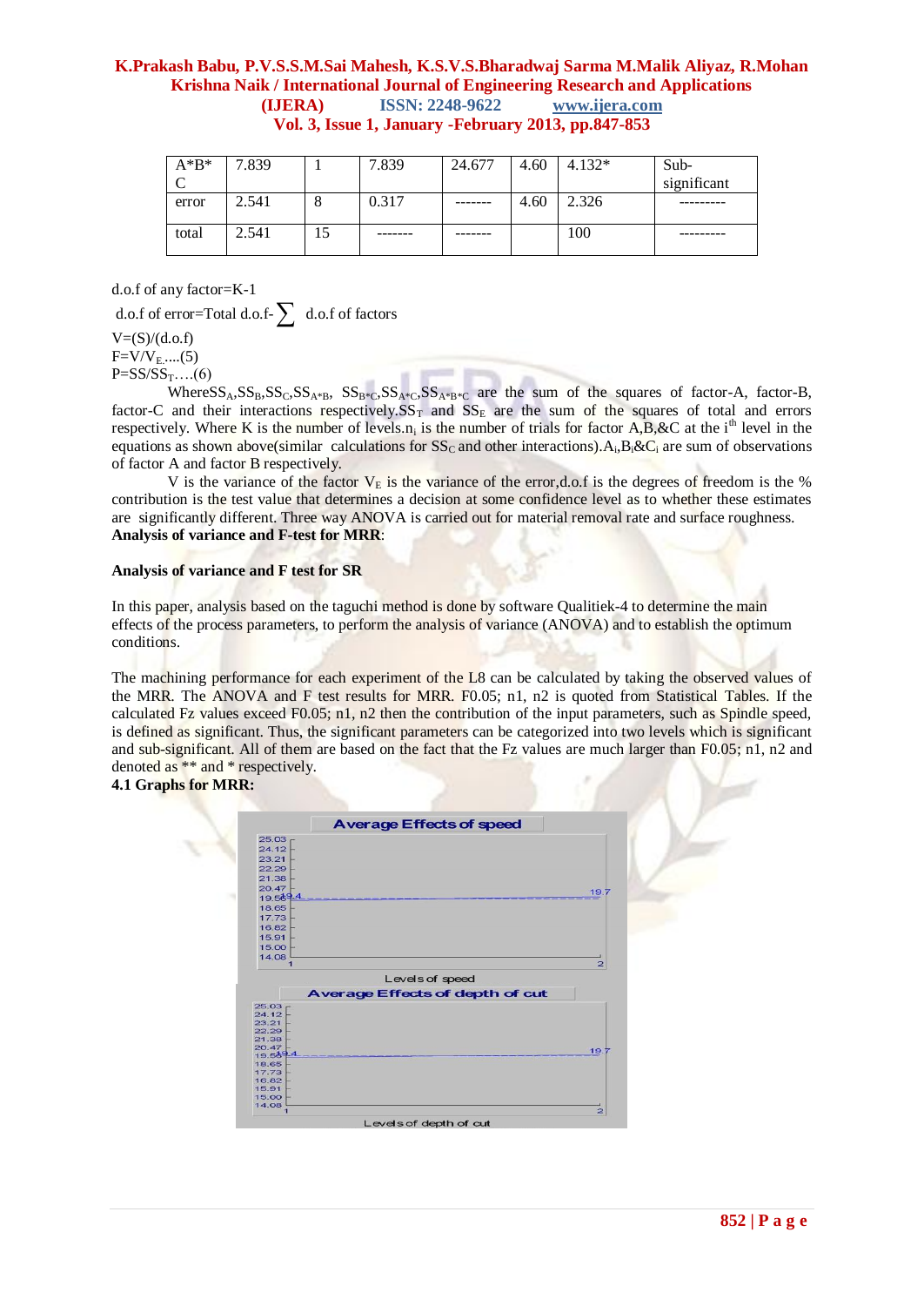| A*B*C | 7.839 | 1 | 7.839 | 24.677 | 4.60 | 4.132* | Sub-significant |
|---|---|---|---|---|---|---|---|
| error | 2.541 | 8 | 0.317 | ------- | 4.60 | 2.326 | --------- |
| total | 2.541 | 15 | ------- | ------- | | 100 | --------- |

d.o.f of any factor=K-1

d.o.f of error=Total d.o.f- $\sum$ d.o.f of factors

V=(S)/(d.o.f)

$F=V/V_E$....(5)

$P=SS/SS_T$….(6)

Where $SS_A$, $SS_B$, $SS_C$, $SS_{A*B}$, $SS_{B*C}$, $SS_{A*C}$, $SS_{A*B*C}$ are the sum of the squares of factor-A, factor-B, factor-C and their interactions respectively. $SS_T$ and $SS_E$ are the sum of the squares of total and errors respectively. Where K is the number of levels. $n_i$ is the number of trials for factor A,B,&C at the $i^{th}$ level in the equations as shown above(similar calculations for $SS_C$ and other interactions). $A_i$, $B_i$&$C_i$ are sum of observations of factor A and factor B respectively.

V is the variance of the factor $V_E$ is the variance of the error, d.o.f is the degrees of freedom is the % contribution is the test value that determines a decision at some confidence level as to whether these estimates are significantly different. Three way ANOVA is carried out for material removal rate and surface roughness.

**Analysis of variance and F-test for MRR**:

**Analysis of variance and F test for SR**

In this paper, analysis based on the taguchi method is done by software Qualitiek-4 to determine the main effects of the process parameters, to perform the analysis of variance (ANOVA) and to establish the optimum conditions.

The machining performance for each experiment of the L8 can be calculated by taking the observed values of the MRR. The ANOVA and F test results for MRR. F0.05; n1, n2 is quoted from Statistical Tables. If the calculated Fz values exceed F0.05; n1, n2 then the contribution of the input parameters, such as Spindle speed, is defined as significant. Thus, the significant parameters can be categorized into two levels which is significant and sub-significant. All of them are based on the fact that the Fz values are much larger than F0.05; n1, n2 and denoted as ** and * respectively.

**4.1 Graphs for MRR:**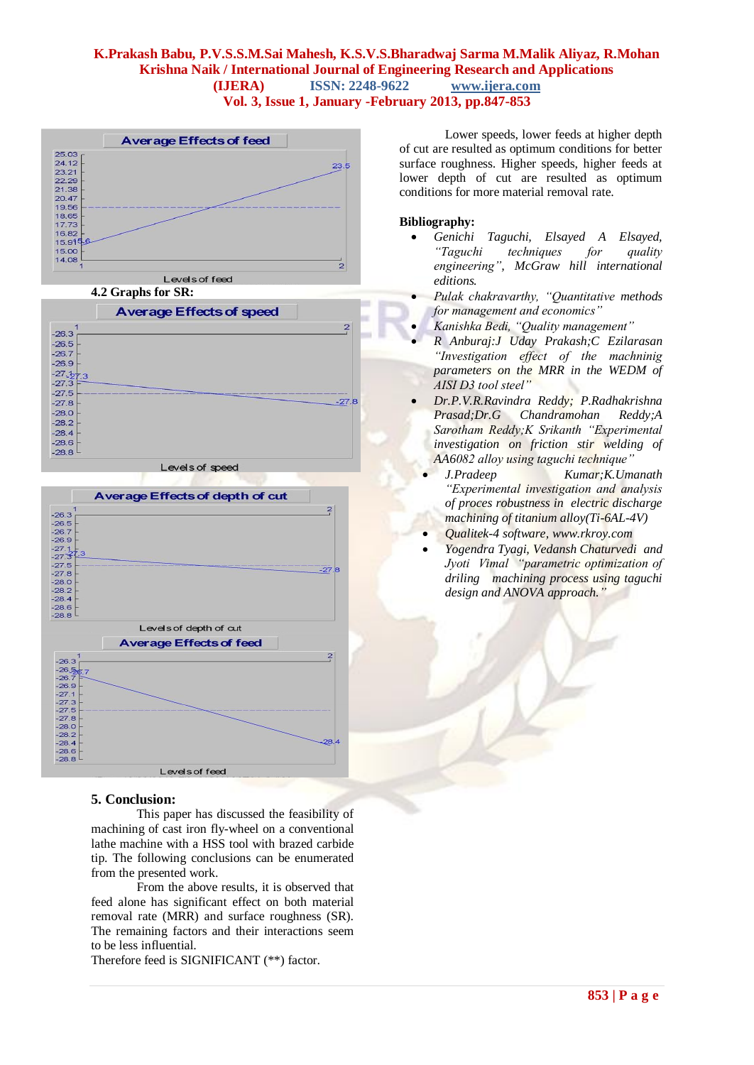Average Effects of feed

25.03
24.12
23.21
22.29
21.38
20.47
19.56
18.65
17.73
16.82
15.91
15.00
14.08

15.6
23.5

1
2

Levels of feed

### 4.2 Graphs for SR:

Average Effects of speed

-26.3
-26.5
-26.7
-26.9
-27.1
-27.3
-27.5
-27.8
-28.0
-28.2
-28.4
-28.6
-28.8

-27.3
-27.8

1
2

Levels of speed

Average Effects of depth of cut

-26.3
-26.5
-26.7
-26.9
-27.1
-27.3
-27.5
-27.8
-28.0
-28.2
-28.4
-28.6
-28.8

-27.3
-27.8

1
2

Levels of depth of cut

Average Effects of feed

-26.3
-26.5
-26.7
-26.9
-27.1
-27.3
-27.5
-27.8
-28.0
-28.2
-28.4
-28.6
-28.8

-26.7
-28.4

1
2

Levels of feed

## 5. Conclusion:

This paper has discussed the feasibility of machining of cast iron fly-wheel on a conventional lathe machine with a HSS tool with brazed carbide tip. The following conclusions can be enumerated from the presented work.

From the above results, it is observed that feed alone has significant effect on both material removal rate (MRR) and surface roughness (SR). The remaining factors and their interactions seem to be less influential.

Therefore feed is SIGNIFICANT (**) factor.

Lower speeds, lower feeds at higher depth of cut are resulted as optimum conditions for better surface roughness. Higher speeds, higher feeds at lower depth of cut are resulted as optimum conditions for more material removal rate.

## Bibliography:

- *Genichi Taguchi, Elsayed A Elsayed, "Taguchi techniques for quality engineering", McGraw hill international editions.*
- *Pulak chakravarthy, "Quantitative methods for management and economics"*
- *Kanishka Bedi, "Quality management"*
- *R Anburaj:J Uday Prakash;C Ezilarasan "Investigation effect of the machninig parameters on the MRR in the WEDM of AISI D3 tool steel"*
- *Dr.P.V.R.Ravindra Reddy; P.Radhakrishna Prasad;Dr.G Chandramohan Reddy;A Sarotham Reddy;K Srikanth "Experimental investigation on friction stir welding of AA6082 alloy using taguchi technique"*
- *J.Pradeep Kumar;K.Umanath "Experimental investigation and analysis of proces robustness in electric discharge machining of titanium alloy(Ti-6AL-4V)*
- *Qualitek-4 software, www.rkroy.com*
- *Yogendra Tyagi, Vedansh Chaturvedi and Jyoti Vimal "parametric optimization of driling machining process using taguchi design and ANOVA approach."*